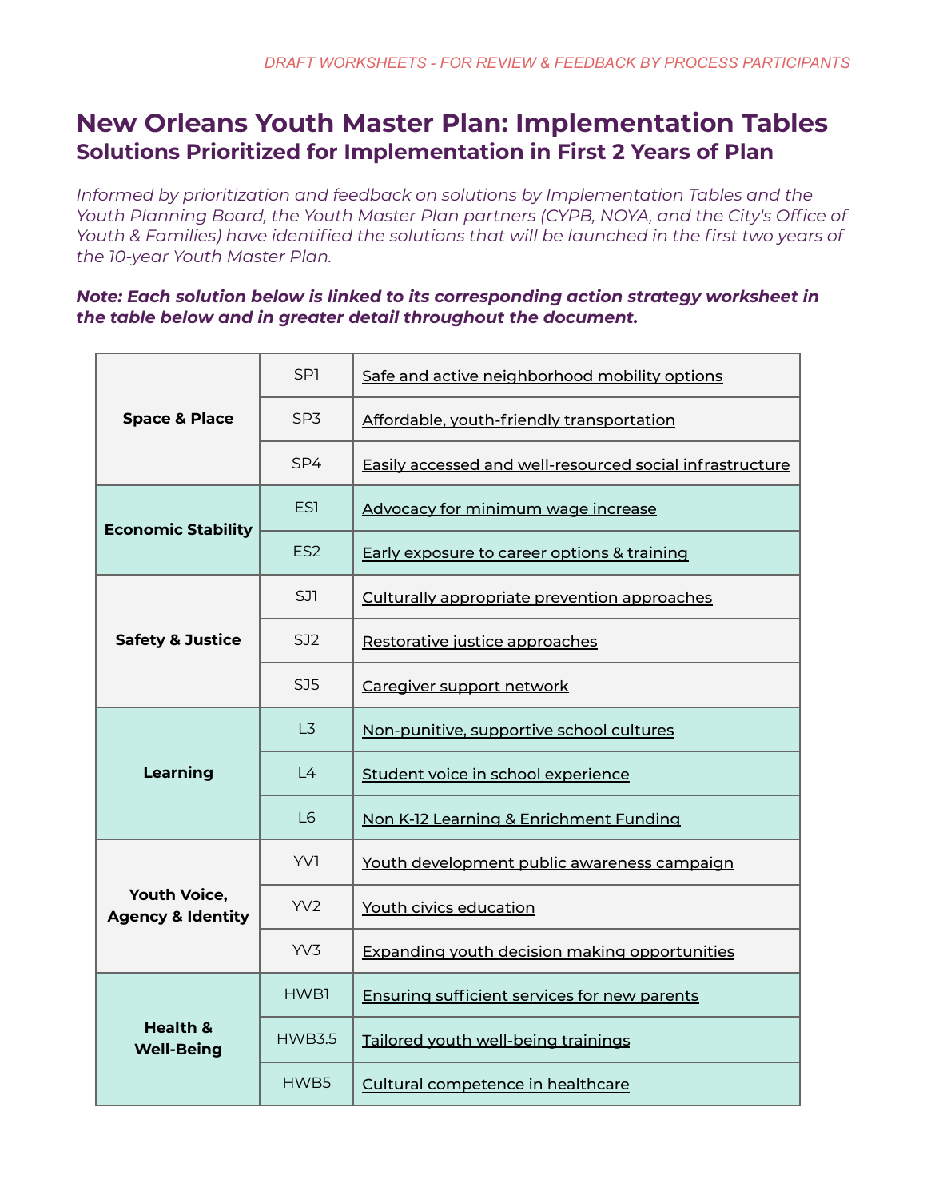DRAFT WORKSHEETS - FOR REVIEW & FEEDBACK BY PROCESS PARTICIPANTS

# New Orleans Youth Master Plan: Implementation Tables

## Solutions Prioritized for Implementation in First 2 Years of Plan

*Informed by prioritization and feedback on solutions by Implementation Tables and the Youth Planning Board, the Youth Master Plan partners (CYPB, NOYA, and the City's Office of Youth & Families) have identified the solutions that will be launched in the first two years of the 10-year Youth Master Plan.*

***Note: Each solution below is linked to its corresponding action strategy worksheet in the table below and in greater detail throughout the document.***

| | | |
|---|---|---|
| **Space & Place** | SP1 | Safe and active neighborhood mobility options |
| | SP3 | Affordable, youth-friendly transportation |
| | SP4 | Easily accessed and well-resourced social infrastructure |
| **Economic Stability** | ES1 | Advocacy for minimum wage increase |
| | ES2 | Early exposure to career options & training |
| **Safety & Justice** | SJ1 | Culturally appropriate prevention approaches |
| | SJ2 | Restorative justice approaches |
| | SJ5 | Caregiver support network |
| **Learning** | L3 | Non-punitive, supportive school cultures |
| | L4 | Student voice in school experience |
| | L6 | Non K-12 Learning & Enrichment Funding |
| **Youth Voice, Agency & Identity** | YV1 | Youth development public awareness campaign |
| | YV2 | Youth civics education |
| | YV3 | Expanding youth decision making opportunities |
| **Health & Well-Being** | HWB1 | Ensuring sufficient services for new parents |
| | HWB3.5 | Tailored youth well-being trainings |
| | HWB5 | Cultural competence in healthcare |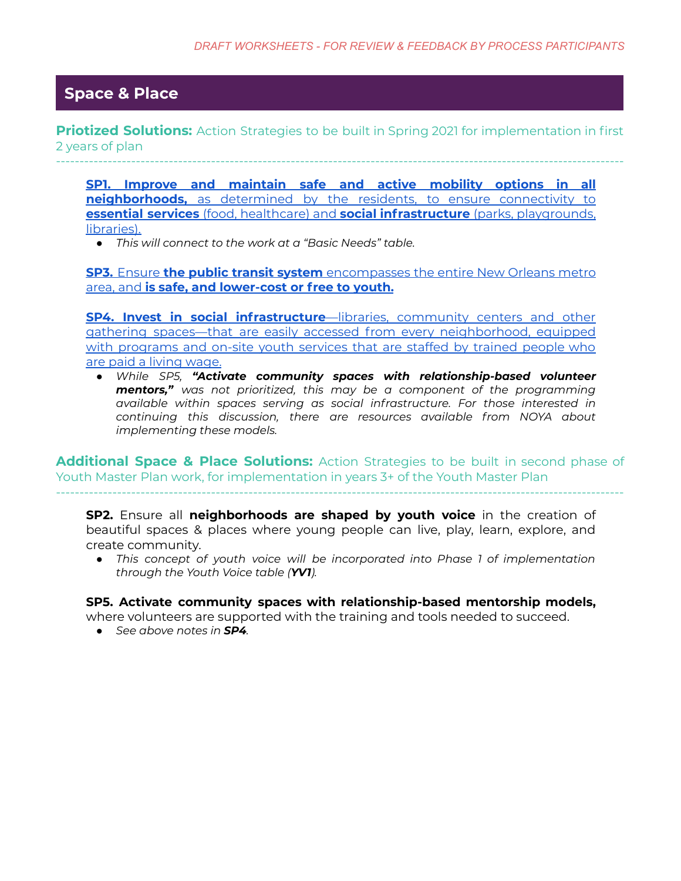## Space & Place

**Priotized Solutions:** Action Strategies to be built in Spring 2021 for implementation in first 2 years of plan

---

**SP1. Improve and maintain safe and active mobility options in all neighborhoods,** as determined by the residents, to ensure connectivity to **essential services** (food, healthcare) and **social infrastructure** (parks, playgrounds, libraries).

- *This will connect to the work at a "Basic Needs" table.*

**SP3.** Ensure **the public transit system** encompasses the entire New Orleans metro area, and **is safe, and lower-cost or free to youth.**

**SP4. Invest in social infrastructure**—libraries, community centers and other gathering spaces—that are easily accessed from every neighborhood, equipped with programs and on-site youth services that are staffed by trained people who are paid a living wage.

- *While SP5, **"Activate community spaces with relationship-based volunteer mentors,"** was not prioritized, this may be a component of the programming available within spaces serving as social infrastructure. For those interested in continuing this discussion, there are resources available from NOYA about implementing these models.*

**Additional Space & Place Solutions:** Action Strategies to be built in second phase of Youth Master Plan work, for implementation in years 3+ of the Youth Master Plan

---

**SP2.** Ensure all **neighborhoods are shaped by youth voice** in the creation of beautiful spaces & places where young people can live, play, learn, explore, and create community.

- *This concept of youth voice will be incorporated into Phase 1 of implementation through the Youth Voice table (**YV1**).*

**SP5. Activate community spaces with relationship-based mentorship models,** where volunteers are supported with the training and tools needed to succeed.

- *See above notes in **SP4**.*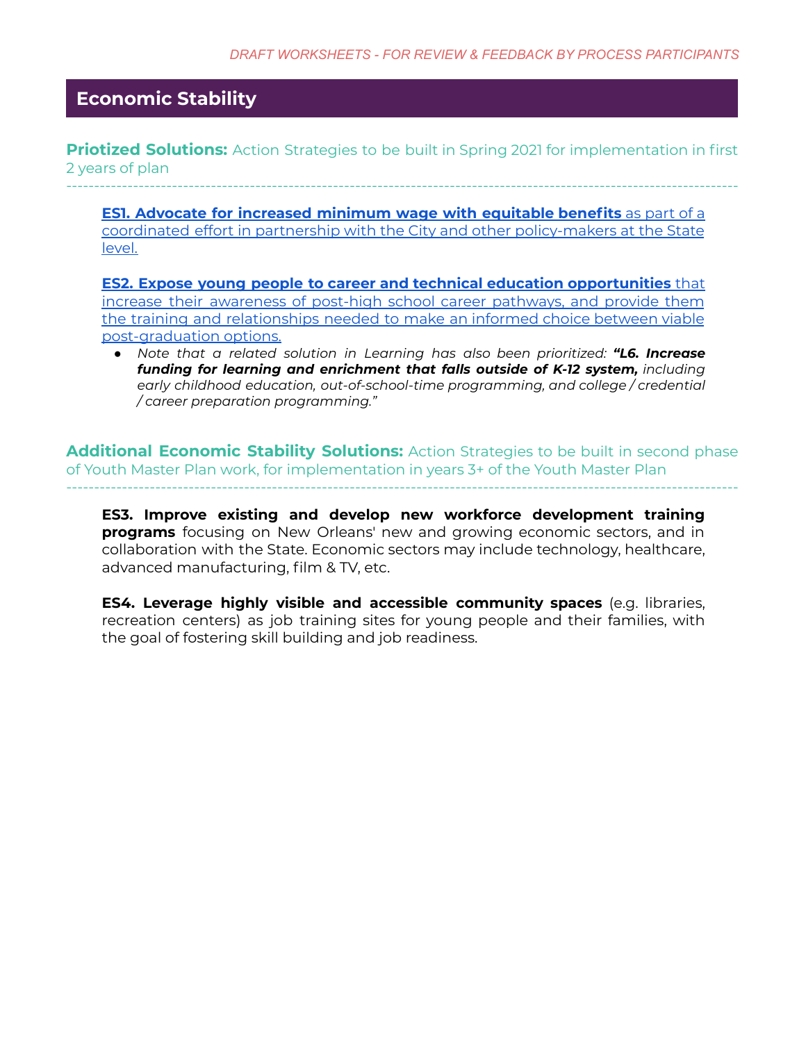## Economic Stability

**Priotized Solutions:** Action Strategies to be built in Spring 2021 for implementation in first 2 years of plan

---

**ES1. Advocate for increased minimum wage with equitable benefits** as part of a coordinated effort in partnership with the City and other policy-makers at the State level.

**ES2. Expose young people to career and technical education opportunities** that increase their awareness of post-high school career pathways, and provide them the training and relationships needed to make an informed choice between viable post-graduation options.

- *Note that a related solution in Learning has also been prioritized: **"L6. Increase funding for learning and enrichment that falls outside of K-12 system,** including early childhood education, out-of-school-time programming, and college / credential / career preparation programming."*

**Additional Economic Stability Solutions:** Action Strategies to be built in second phase of Youth Master Plan work, for implementation in years 3+ of the Youth Master Plan

---

**ES3. Improve existing and develop new workforce development training programs** focusing on New Orleans' new and growing economic sectors, and in collaboration with the State. Economic sectors may include technology, healthcare, advanced manufacturing, film & TV, etc.

**ES4. Leverage highly visible and accessible community spaces** (e.g. libraries, recreation centers) as job training sites for young people and their families, with the goal of fostering skill building and job readiness.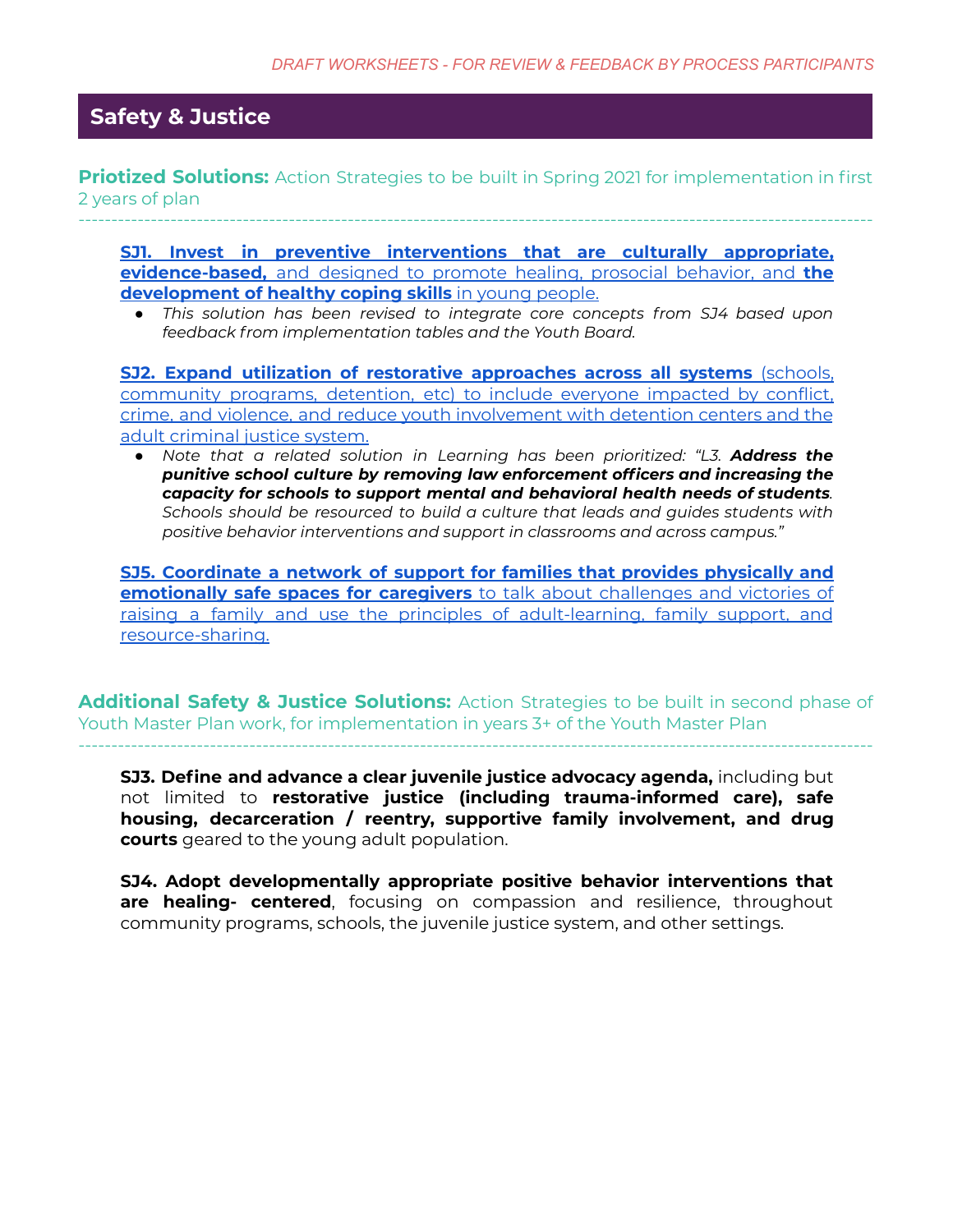*DRAFT WORKSHEETS - FOR REVIEW & FEEDBACK BY PROCESS PARTICIPANTS*

## Safety & Justice

**Priotized Solutions:** Action Strategies to be built in Spring 2021 for implementation in first 2 years of plan

---

**SJ1. Invest in preventive interventions that are culturally appropriate, evidence-based,** and designed to promote healing, prosocial behavior, and **the development of healthy coping skills** in young people.

- *This solution has been revised to integrate core concepts from SJ4 based upon feedback from implementation tables and the Youth Board.*

**SJ2. Expand utilization of restorative approaches across all systems** (schools, community programs, detention, etc) to include everyone impacted by conflict, crime, and violence, and reduce youth involvement with detention centers and the adult criminal justice system.

- *Note that a related solution in Learning has been prioritized: "L3. **Address the punitive school culture by removing law enforcement officers and increasing the capacity for schools to support mental and behavioral health needs of students**. Schools should be resourced to build a culture that leads and guides students with positive behavior interventions and support in classrooms and across campus."*

**SJ5. Coordinate a network of support for families that provides physically and emotionally safe spaces for caregivers** to talk about challenges and victories of raising a family and use the principles of adult-learning, family support, and resource-sharing.

**Additional Safety & Justice Solutions:** Action Strategies to be built in second phase of Youth Master Plan work, for implementation in years 3+ of the Youth Master Plan

---

**SJ3. Define and advance a clear juvenile justice advocacy agenda,** including but not limited to **restorative justice (including trauma-informed care), safe housing, decarceration / reentry, supportive family involvement, and drug courts** geared to the young adult population.

**SJ4. Adopt developmentally appropriate positive behavior interventions that are healing- centered**, focusing on compassion and resilience, throughout community programs, schools, the juvenile justice system, and other settings.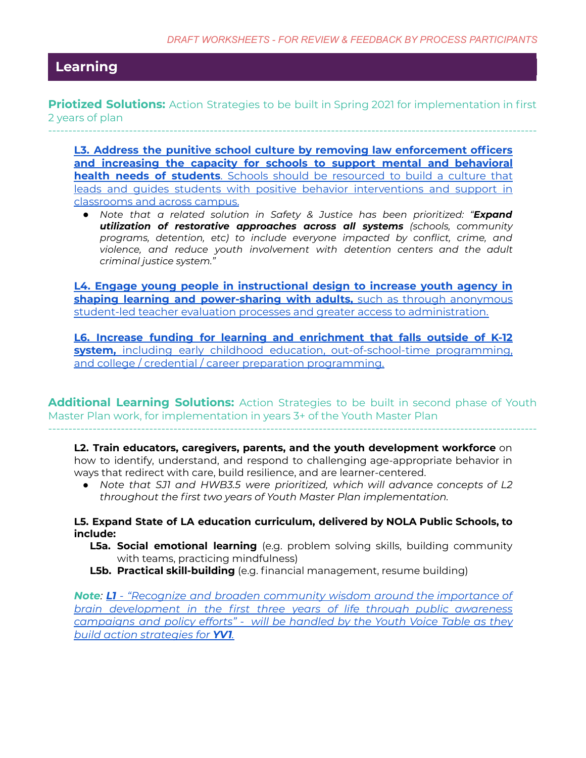*DRAFT WORKSHEETS - FOR REVIEW & FEEDBACK BY PROCESS PARTICIPANTS*

## Learning

**Priotized Solutions:** Action Strategies to be built in Spring 2021 for implementation in first 2 years of plan

---

**L3. Address the punitive school culture by removing law enforcement officers and increasing the capacity for schools to support mental and behavioral health needs of students**. Schools should be resourced to build a culture that leads and guides students with positive behavior interventions and support in classrooms and across campus.

- *Note that a related solution in Safety & Justice has been prioritized: "**Expand utilization of restorative approaches across all systems** (schools, community programs, detention, etc) to include everyone impacted by conflict, crime, and violence, and reduce youth involvement with detention centers and the adult criminal justice system."*

**L4. Engage young people in instructional design to increase youth agency in shaping learning and power-sharing with adults,** such as through anonymous student-led teacher evaluation processes and greater access to administration.

**L6. Increase funding for learning and enrichment that falls outside of K-12 system,** including early childhood education, out-of-school-time programming, and college / credential / career preparation programming.

**Additional Learning Solutions:** Action Strategies to be built in second phase of Youth Master Plan work, for implementation in years 3+ of the Youth Master Plan

---

**L2. Train educators, caregivers, parents, and the youth development workforce** on how to identify, understand, and respond to challenging age-appropriate behavior in ways that redirect with care, build resilience, and are learner-centered.

- *Note that SJ1 and HWB3.5 were prioritized, which will advance concepts of L2 throughout the first two years of Youth Master Plan implementation.*

**L5. Expand State of LA education curriculum, delivered by NOLA Public Schools, to include:**

- **L5a. Social emotional learning** (e.g. problem solving skills, building community with teams, practicing mindfulness)
- **L5b. Practical skill-building** (e.g. financial management, resume building)

***Note**: **L1** - "Recognize and broaden community wisdom around the importance of brain development in the first three years of life through public awareness campaigns and policy efforts" - will be handled by the Youth Voice Table as they build action strategies for **YV1**.*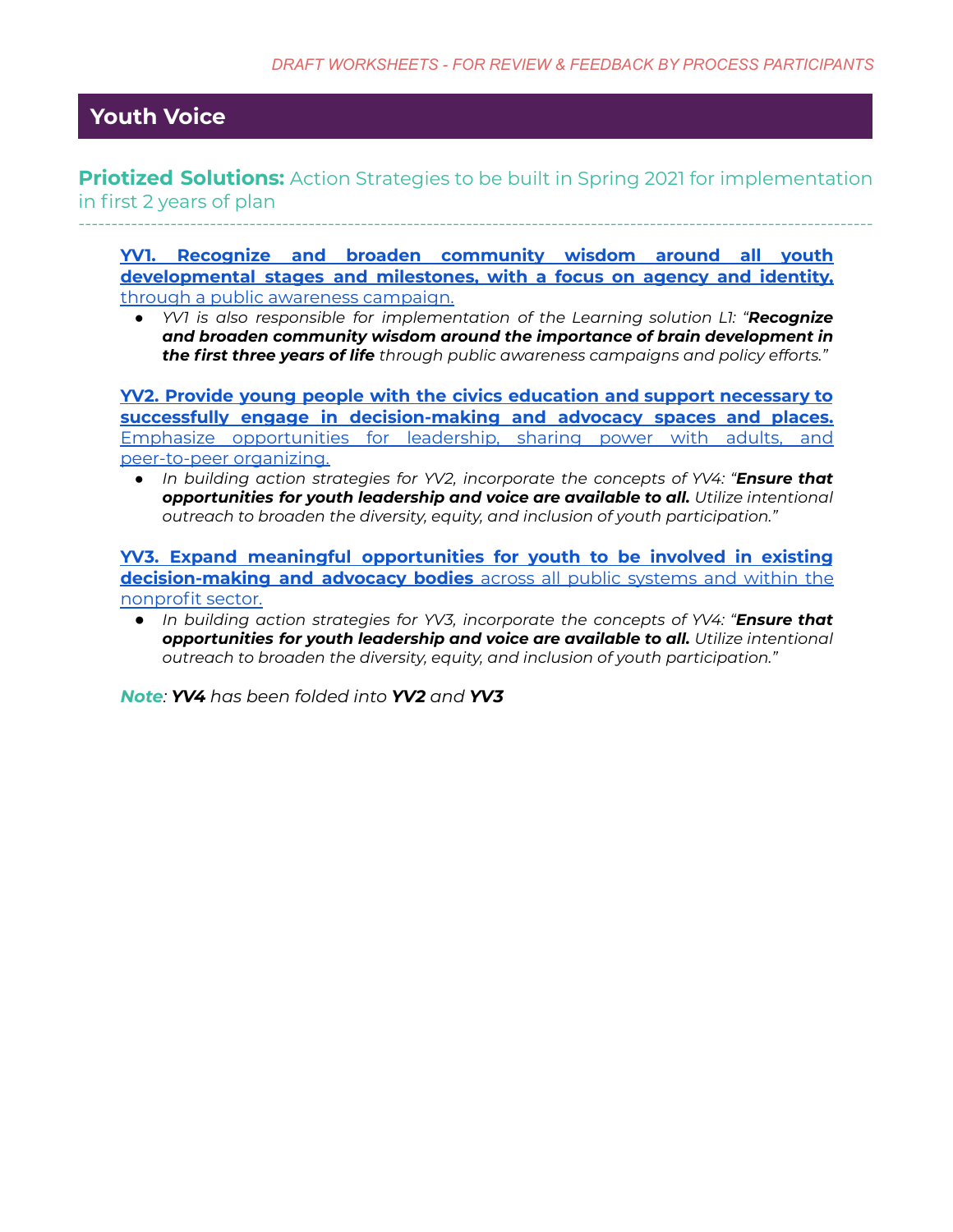## Youth Voice

**Priotized Solutions:** Action Strategies to be built in Spring 2021 for implementation in first 2 years of plan

---

**YV1. Recognize and broaden community wisdom around all youth developmental stages and milestones, with a focus on agency and identity,** through a public awareness campaign.

- *YV1 is also responsible for implementation of the Learning solution L1: "**Recognize and broaden community wisdom around the importance of brain development in the first three years of life** through public awareness campaigns and policy efforts."*

**YV2. Provide young people with the civics education and support necessary to successfully engage in decision-making and advocacy spaces and places.** Emphasize opportunities for leadership, sharing power with adults, and peer-to-peer organizing.

- *In building action strategies for YV2, incorporate the concepts of YV4: "**Ensure that opportunities for youth leadership and voice are available to all.** Utilize intentional outreach to broaden the diversity, equity, and inclusion of youth participation."*

**YV3. Expand meaningful opportunities for youth to be involved in existing decision-making and advocacy bodies** across all public systems and within the nonprofit sector.

- *In building action strategies for YV3, incorporate the concepts of YV4: "**Ensure that opportunities for youth leadership and voice are available to all.** Utilize intentional outreach to broaden the diversity, equity, and inclusion of youth participation."*

***Note**: **YV4** has been folded into **YV2** and **YV3***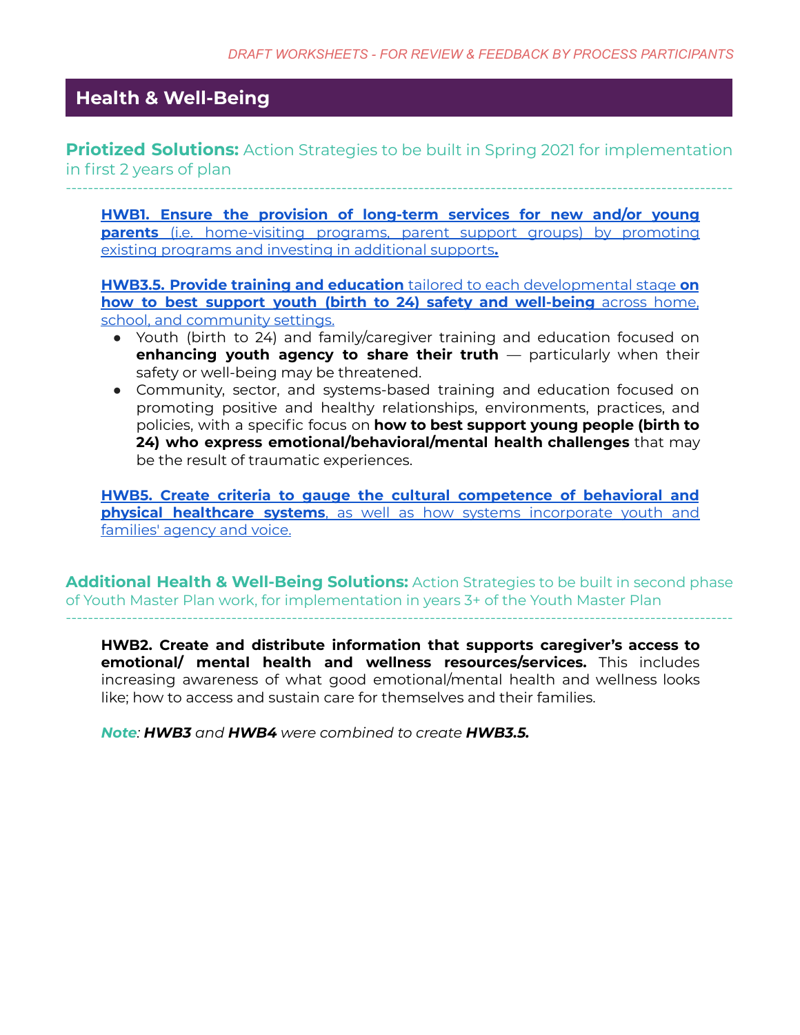*DRAFT WORKSHEETS - FOR REVIEW & FEEDBACK BY PROCESS PARTICIPANTS*

# Health & Well-Being

**Priotized Solutions:** Action Strategies to be built in Spring 2021 for implementation in first 2 years of plan

---

**HWB1. Ensure the provision of long-term services for new and/or young parents** (i.e. home-visiting programs, parent support groups) by promoting existing programs and investing in additional supports**.**

**HWB3.5. Provide training and education** tailored to each developmental stage **on how to best support youth (birth to 24) safety and well-being** across home, school, and community settings.

- Youth (birth to 24) and family/caregiver training and education focused on **enhancing youth agency to share their truth** — particularly when their safety or well-being may be threatened.
- Community, sector, and systems-based training and education focused on promoting positive and healthy relationships, environments, practices, and policies, with a specific focus on **how to best support young people (birth to 24) who express emotional/behavioral/mental health challenges** that may be the result of traumatic experiences.

**HWB5. Create criteria to gauge the cultural competence of behavioral and physical healthcare systems**, as well as how systems incorporate youth and families' agency and voice.

**Additional Health & Well-Being Solutions:** Action Strategies to be built in second phase of Youth Master Plan work, for implementation in years 3+ of the Youth Master Plan

---

**HWB2. Create and distribute information that supports caregiver's access to emotional/ mental health and wellness resources/services.** This includes increasing awareness of what good emotional/mental health and wellness looks like; how to access and sustain care for themselves and their families.

***Note**: **HWB3** and **HWB4** were combined to create **HWB3.5.***